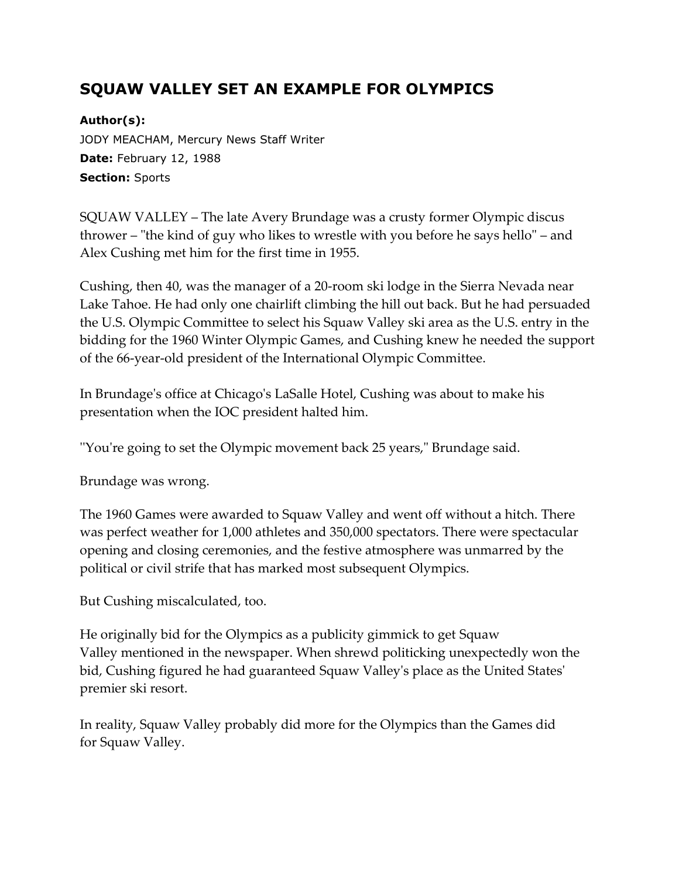# SQUAW VALLEY SET AN EXAMPLE FOR OLYMPICS

**Author(s):**
JODY MEACHAM, Mercury News Staff Writer
**Date:** February 12, 1988
**Section:** Sports

SQUAW VALLEY – The late Avery Brundage was a crusty former Olympic discus thrower – "the kind of guy who likes to wrestle with you before he says hello" – and Alex Cushing met him for the first time in 1955.

Cushing, then 40, was the manager of a 20-room ski lodge in the Sierra Nevada near Lake Tahoe. He had only one chairlift climbing the hill out back. But he had persuaded the U.S. Olympic Committee to select his Squaw Valley ski area as the U.S. entry in the bidding for the 1960 Winter Olympic Games, and Cushing knew he needed the support of the 66-year-old president of the International Olympic Committee.

In Brundage's office at Chicago's LaSalle Hotel, Cushing was about to make his presentation when the IOC president halted him.

"You're going to set the Olympic movement back 25 years," Brundage said.

Brundage was wrong.

The 1960 Games were awarded to Squaw Valley and went off without a hitch. There was perfect weather for 1,000 athletes and 350,000 spectators. There were spectacular opening and closing ceremonies, and the festive atmosphere was unmarred by the political or civil strife that has marked most subsequent Olympics.

But Cushing miscalculated, too.

He originally bid for the Olympics as a publicity gimmick to get Squaw Valley mentioned in the newspaper. When shrewd politicking unexpectedly won the bid, Cushing figured he had guaranteed Squaw Valley's place as the United States' premier ski resort.

In reality, Squaw Valley probably did more for the Olympics than the Games did for Squaw Valley.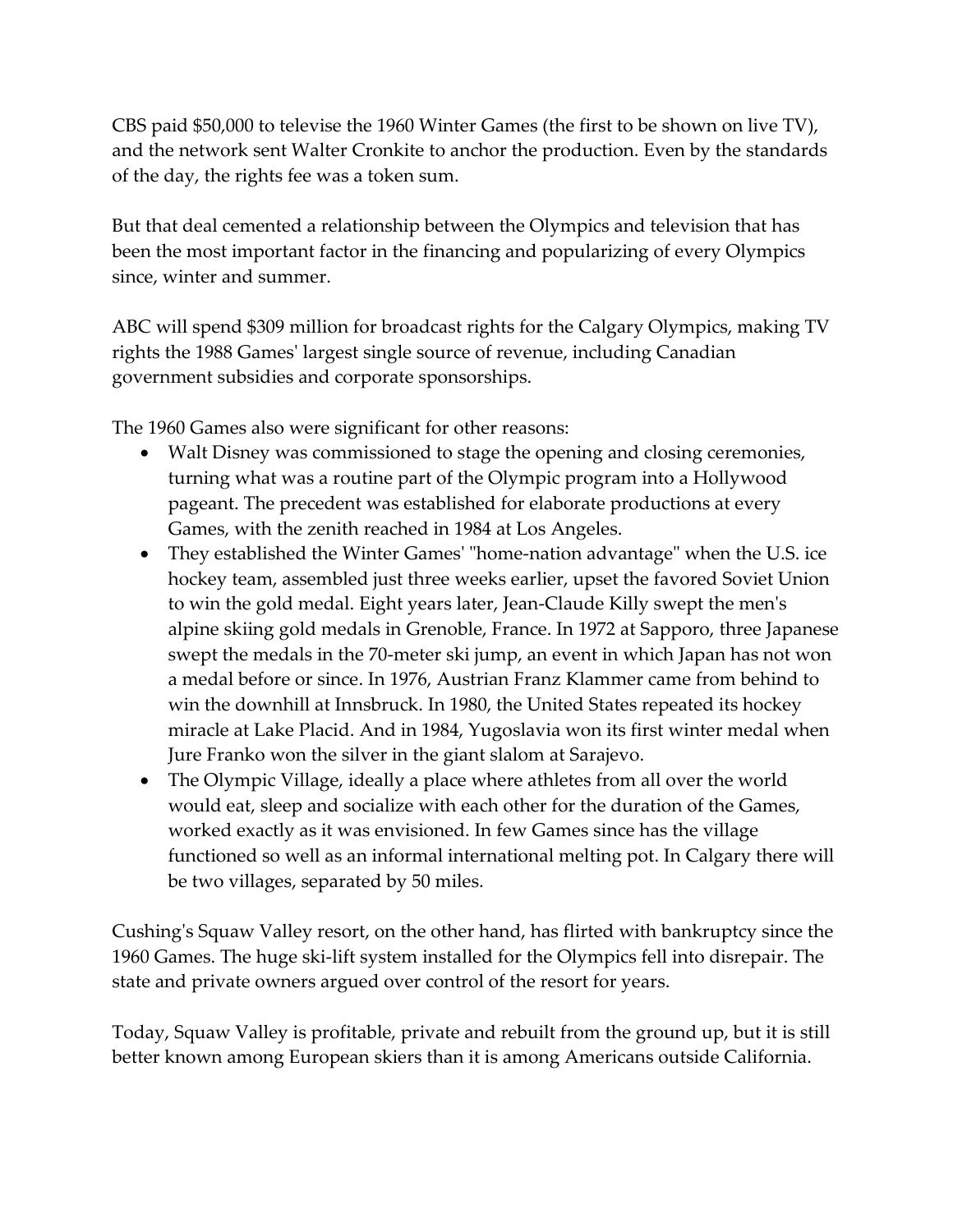CBS paid $50,000 to televise the 1960 Winter Games (the first to be shown on live TV), and the network sent Walter Cronkite to anchor the production. Even by the standards of the day, the rights fee was a token sum.

But that deal cemented a relationship between the Olympics and television that has been the most important factor in the financing and popularizing of every Olympics since, winter and summer.

ABC will spend $309 million for broadcast rights for the Calgary Olympics, making TV rights the 1988 Games' largest single source of revenue, including Canadian government subsidies and corporate sponsorships.

The 1960 Games also were significant for other reasons:

- Walt Disney was commissioned to stage the opening and closing ceremonies, turning what was a routine part of the Olympic program into a Hollywood pageant. The precedent was established for elaborate productions at every Games, with the zenith reached in 1984 at Los Angeles.
- They established the Winter Games' "home-nation advantage" when the U.S. ice hockey team, assembled just three weeks earlier, upset the favored Soviet Union to win the gold medal. Eight years later, Jean-Claude Killy swept the men's alpine skiing gold medals in Grenoble, France. In 1972 at Sapporo, three Japanese swept the medals in the 70-meter ski jump, an event in which Japan has not won a medal before or since. In 1976, Austrian Franz Klammer came from behind to win the downhill at Innsbruck. In 1980, the United States repeated its hockey miracle at Lake Placid. And in 1984, Yugoslavia won its first winter medal when Jure Franko won the silver in the giant slalom at Sarajevo.
- The Olympic Village, ideally a place where athletes from all over the world would eat, sleep and socialize with each other for the duration of the Games, worked exactly as it was envisioned. In few Games since has the village functioned so well as an informal international melting pot. In Calgary there will be two villages, separated by 50 miles.

Cushing's Squaw Valley resort, on the other hand, has flirted with bankruptcy since the 1960 Games. The huge ski-lift system installed for the Olympics fell into disrepair. The state and private owners argued over control of the resort for years.

Today, Squaw Valley is profitable, private and rebuilt from the ground up, but it is still better known among European skiers than it is among Americans outside California.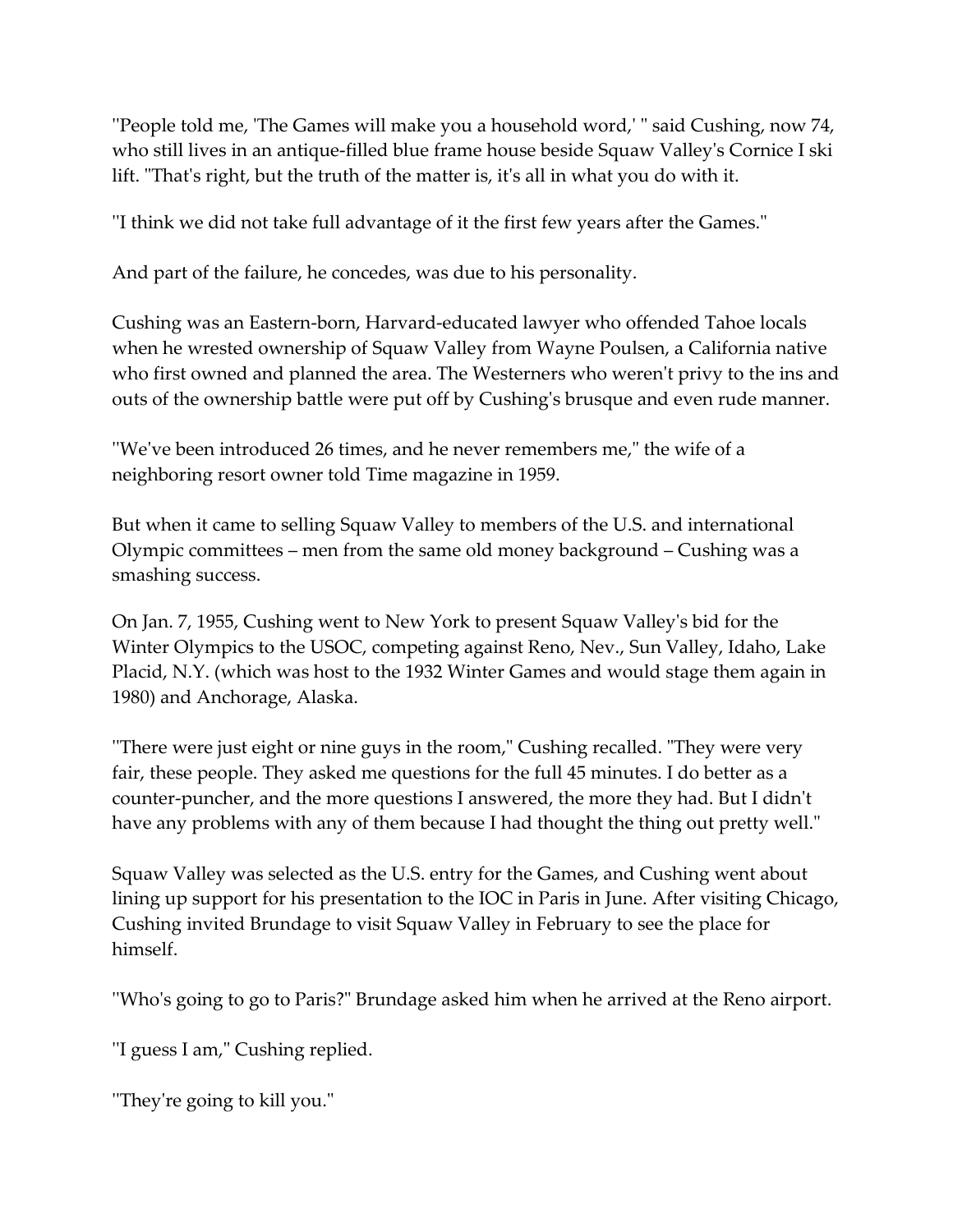''People told me, 'The Games will make you a household word,' '' said Cushing, now 74, who still lives in an antique-filled blue frame house beside Squaw Valley's Cornice I ski lift. ''That's right, but the truth of the matter is, it's all in what you do with it.

''I think we did not take full advantage of it the first few years after the Games.''

And part of the failure, he concedes, was due to his personality.

Cushing was an Eastern-born, Harvard-educated lawyer who offended Tahoe locals when he wrested ownership of Squaw Valley from Wayne Poulsen, a California native who first owned and planned the area. The Westerners who weren't privy to the ins and outs of the ownership battle were put off by Cushing's brusque and even rude manner.

''We've been introduced 26 times, and he never remembers me,'' the wife of a neighboring resort owner told Time magazine in 1959.

But when it came to selling Squaw Valley to members of the U.S. and international Olympic committees – men from the same old money background – Cushing was a smashing success.

On Jan. 7, 1955, Cushing went to New York to present Squaw Valley's bid for the Winter Olympics to the USOC, competing against Reno, Nev., Sun Valley, Idaho, Lake Placid, N.Y. (which was host to the 1932 Winter Games and would stage them again in 1980) and Anchorage, Alaska.

''There were just eight or nine guys in the room,'' Cushing recalled. ''They were very fair, these people. They asked me questions for the full 45 minutes. I do better as a counter-puncher, and the more questions I answered, the more they had. But I didn't have any problems with any of them because I had thought the thing out pretty well.''

Squaw Valley was selected as the U.S. entry for the Games, and Cushing went about lining up support for his presentation to the IOC in Paris in June. After visiting Chicago, Cushing invited Brundage to visit Squaw Valley in February to see the place for himself.

''Who's going to go to Paris?'' Brundage asked him when he arrived at the Reno airport.

''I guess I am,'' Cushing replied.

''They're going to kill you.''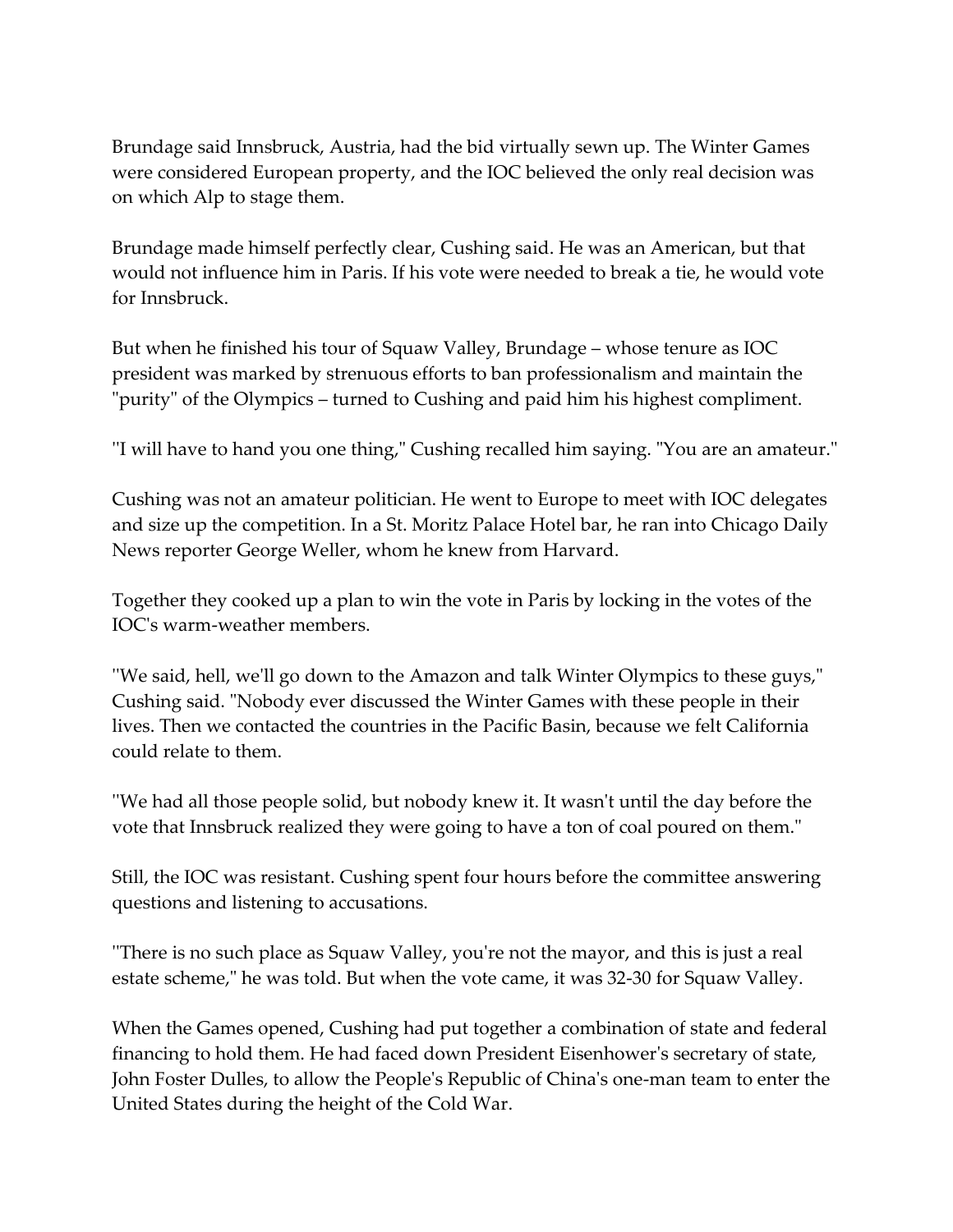Brundage said Innsbruck, Austria, had the bid virtually sewn up. The Winter Games were considered European property, and the IOC believed the only real decision was on which Alp to stage them.

Brundage made himself perfectly clear, Cushing said. He was an American, but that would not influence him in Paris. If his vote were needed to break a tie, he would vote for Innsbruck.

But when he finished his tour of Squaw Valley, Brundage – whose tenure as IOC president was marked by strenuous efforts to ban professionalism and maintain the "purity" of the Olympics – turned to Cushing and paid him his highest compliment.

"I will have to hand you one thing," Cushing recalled him saying. "You are an amateur."

Cushing was not an amateur politician. He went to Europe to meet with IOC delegates and size up the competition. In a St. Moritz Palace Hotel bar, he ran into Chicago Daily News reporter George Weller, whom he knew from Harvard.

Together they cooked up a plan to win the vote in Paris by locking in the votes of the IOC's warm-weather members.

"We said, hell, we'll go down to the Amazon and talk Winter Olympics to these guys," Cushing said. "Nobody ever discussed the Winter Games with these people in their lives. Then we contacted the countries in the Pacific Basin, because we felt California could relate to them.

"We had all those people solid, but nobody knew it. It wasn't until the day before the vote that Innsbruck realized they were going to have a ton of coal poured on them."

Still, the IOC was resistant. Cushing spent four hours before the committee answering questions and listening to accusations.

"There is no such place as Squaw Valley, you're not the mayor, and this is just a real estate scheme," he was told. But when the vote came, it was 32-30 for Squaw Valley.

When the Games opened, Cushing had put together a combination of state and federal financing to hold them. He had faced down President Eisenhower's secretary of state, John Foster Dulles, to allow the People's Republic of China's one-man team to enter the United States during the height of the Cold War.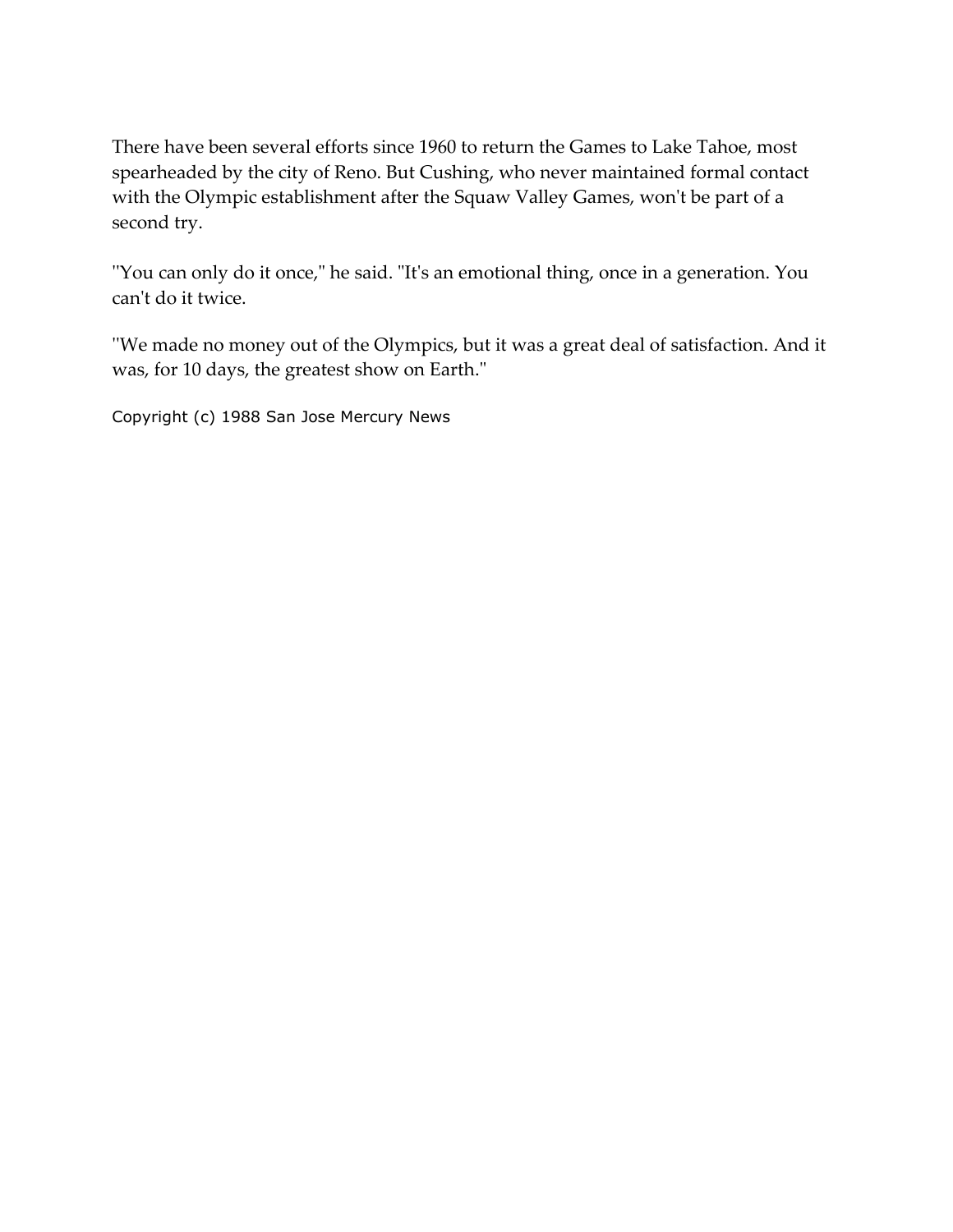There have been several efforts since 1960 to return the Games to Lake Tahoe, most spearheaded by the city of Reno. But Cushing, who never maintained formal contact with the Olympic establishment after the Squaw Valley Games, won't be part of a second try.

''You can only do it once,'' he said. ''It's an emotional thing, once in a generation. You can't do it twice.

''We made no money out of the Olympics, but it was a great deal of satisfaction. And it was, for 10 days, the greatest show on Earth.''

Copyright (c) 1988 San Jose Mercury News